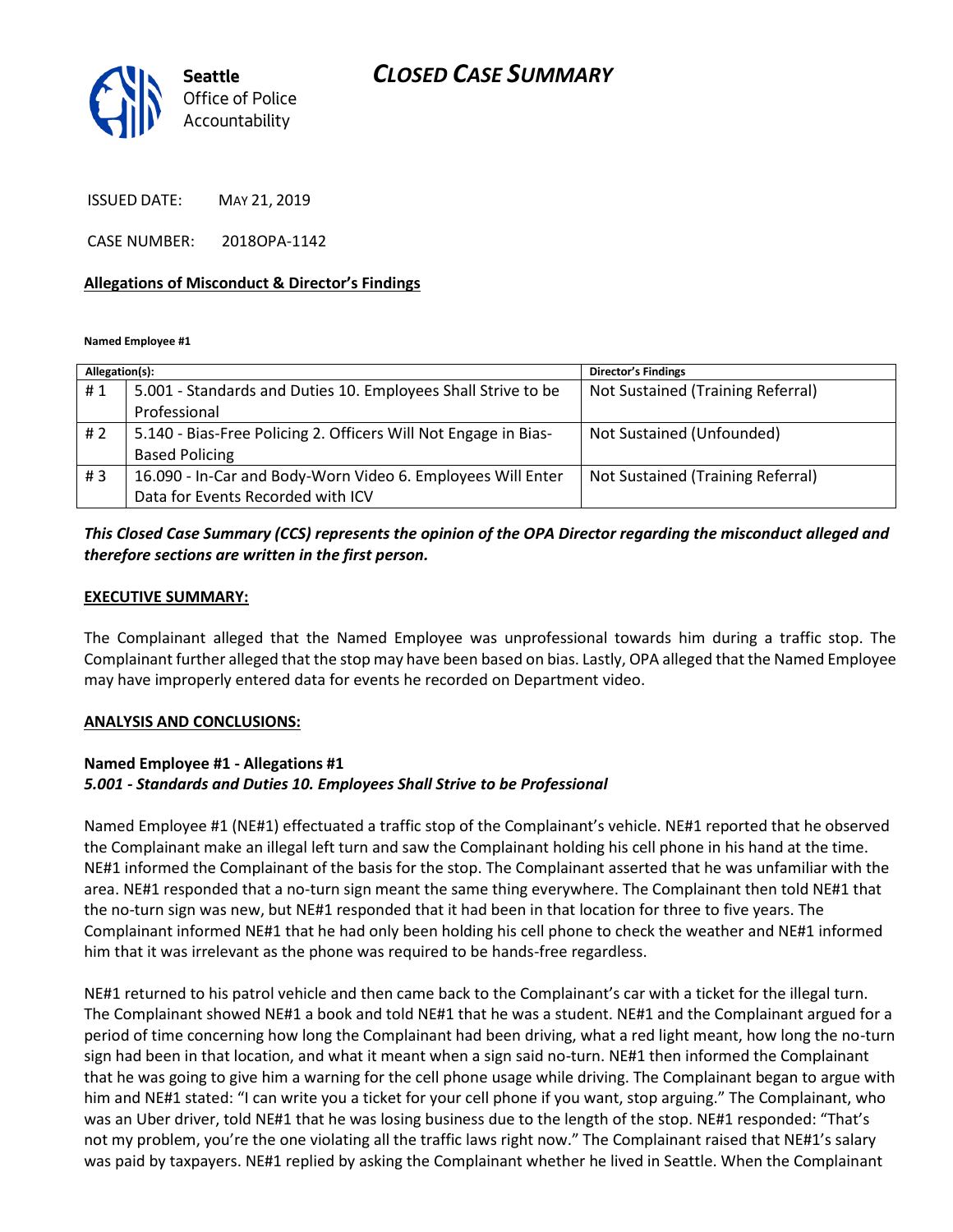**Seattle**
Office of Police
Accountability

# *CLOSED CASE SUMMARY*

ISSUED DATE: MAY 21, 2019

CASE NUMBER: 2018OPA-1142

## Allegations of Misconduct & Director's Findings

**Named Employee #1**

| Allegation(s): | | Director's Findings |
|---|---|---|
| # 1 | 5.001 - Standards and Duties 10. Employees Shall Strive to be Professional | Not Sustained (Training Referral) |
| # 2 | 5.140 - Bias-Free Policing 2. Officers Will Not Engage in Bias-Based Policing | Not Sustained (Unfounded) |
| # 3 | 16.090 - In-Car and Body-Worn Video 6. Employees Will Enter Data for Events Recorded with ICV | Not Sustained (Training Referral) |

***This Closed Case Summary (CCS) represents the opinion of the OPA Director regarding the misconduct alleged and therefore sections are written in the first person.***

## EXECUTIVE SUMMARY:

The Complainant alleged that the Named Employee was unprofessional towards him during a traffic stop. The Complainant further alleged that the stop may have been based on bias. Lastly, OPA alleged that the Named Employee may have improperly entered data for events he recorded on Department video.

## ANALYSIS AND CONCLUSIONS:

### Named Employee #1 - Allegations #1
### *5.001 - Standards and Duties 10. Employees Shall Strive to be Professional*

Named Employee #1 (NE#1) effectuated a traffic stop of the Complainant's vehicle. NE#1 reported that he observed the Complainant make an illegal left turn and saw the Complainant holding his cell phone in his hand at the time. NE#1 informed the Complainant of the basis for the stop. The Complainant asserted that he was unfamiliar with the area. NE#1 responded that a no-turn sign meant the same thing everywhere. The Complainant then told NE#1 that the no-turn sign was new, but NE#1 responded that it had been in that location for three to five years. The Complainant informed NE#1 that he had only been holding his cell phone to check the weather and NE#1 informed him that it was irrelevant as the phone was required to be hands-free regardless.

NE#1 returned to his patrol vehicle and then came back to the Complainant's car with a ticket for the illegal turn. The Complainant showed NE#1 a book and told NE#1 that he was a student. NE#1 and the Complainant argued for a period of time concerning how long the Complainant had been driving, what a red light meant, how long the no-turn sign had been in that location, and what it meant when a sign said no-turn. NE#1 then informed the Complainant that he was going to give him a warning for the cell phone usage while driving. The Complainant began to argue with him and NE#1 stated: "I can write you a ticket for your cell phone if you want, stop arguing." The Complainant, who was an Uber driver, told NE#1 that he was losing business due to the length of the stop. NE#1 responded: "That's not my problem, you're the one violating all the traffic laws right now." The Complainant raised that NE#1's salary was paid by taxpayers. NE#1 replied by asking the Complainant whether he lived in Seattle. When the Complainant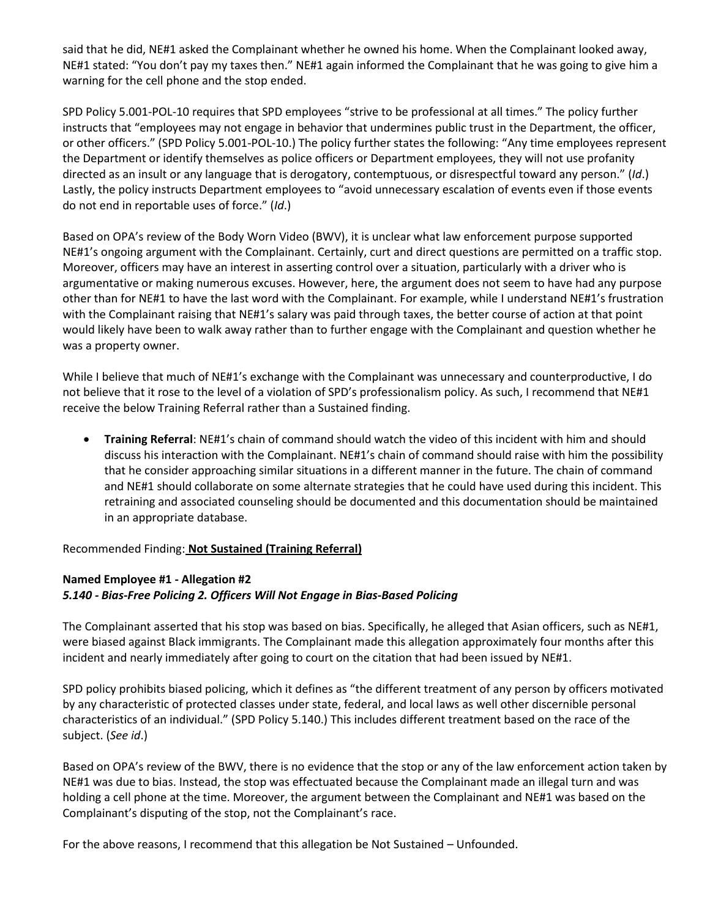said that he did, NE#1 asked the Complainant whether he owned his home. When the Complainant looked away, NE#1 stated: "You don't pay my taxes then." NE#1 again informed the Complainant that he was going to give him a warning for the cell phone and the stop ended.

SPD Policy 5.001-POL-10 requires that SPD employees "strive to be professional at all times." The policy further instructs that "employees may not engage in behavior that undermines public trust in the Department, the officer, or other officers." (SPD Policy 5.001-POL-10.) The policy further states the following: "Any time employees represent the Department or identify themselves as police officers or Department employees, they will not use profanity directed as an insult or any language that is derogatory, contemptuous, or disrespectful toward any person." (*Id*.) Lastly, the policy instructs Department employees to "avoid unnecessary escalation of events even if those events do not end in reportable uses of force." (*Id*.)

Based on OPA's review of the Body Worn Video (BWV), it is unclear what law enforcement purpose supported NE#1's ongoing argument with the Complainant. Certainly, curt and direct questions are permitted on a traffic stop. Moreover, officers may have an interest in asserting control over a situation, particularly with a driver who is argumentative or making numerous excuses. However, here, the argument does not seem to have had any purpose other than for NE#1 to have the last word with the Complainant. For example, while I understand NE#1's frustration with the Complainant raising that NE#1's salary was paid through taxes, the better course of action at that point would likely have been to walk away rather than to further engage with the Complainant and question whether he was a property owner.

While I believe that much of NE#1's exchange with the Complainant was unnecessary and counterproductive, I do not believe that it rose to the level of a violation of SPD's professionalism policy. As such, I recommend that NE#1 receive the below Training Referral rather than a Sustained finding.

- **Training Referral**: NE#1's chain of command should watch the video of this incident with him and should discuss his interaction with the Complainant. NE#1's chain of command should raise with him the possibility that he consider approaching similar situations in a different manner in the future. The chain of command and NE#1 should collaborate on some alternate strategies that he could have used during this incident. This retraining and associated counseling should be documented and this documentation should be maintained in an appropriate database.

Recommended Finding: **Not Sustained (Training Referral)**

**Named Employee #1 - Allegation #2**
***5.140 - Bias-Free Policing 2. Officers Will Not Engage in Bias-Based Policing***

The Complainant asserted that his stop was based on bias. Specifically, he alleged that Asian officers, such as NE#1, were biased against Black immigrants. The Complainant made this allegation approximately four months after this incident and nearly immediately after going to court on the citation that had been issued by NE#1.

SPD policy prohibits biased policing, which it defines as "the different treatment of any person by officers motivated by any characteristic of protected classes under state, federal, and local laws as well other discernible personal characteristics of an individual." (SPD Policy 5.140.) This includes different treatment based on the race of the subject. (*See id*.)

Based on OPA's review of the BWV, there is no evidence that the stop or any of the law enforcement action taken by NE#1 was due to bias. Instead, the stop was effectuated because the Complainant made an illegal turn and was holding a cell phone at the time. Moreover, the argument between the Complainant and NE#1 was based on the Complainant's disputing of the stop, not the Complainant's race.

For the above reasons, I recommend that this allegation be Not Sustained – Unfounded.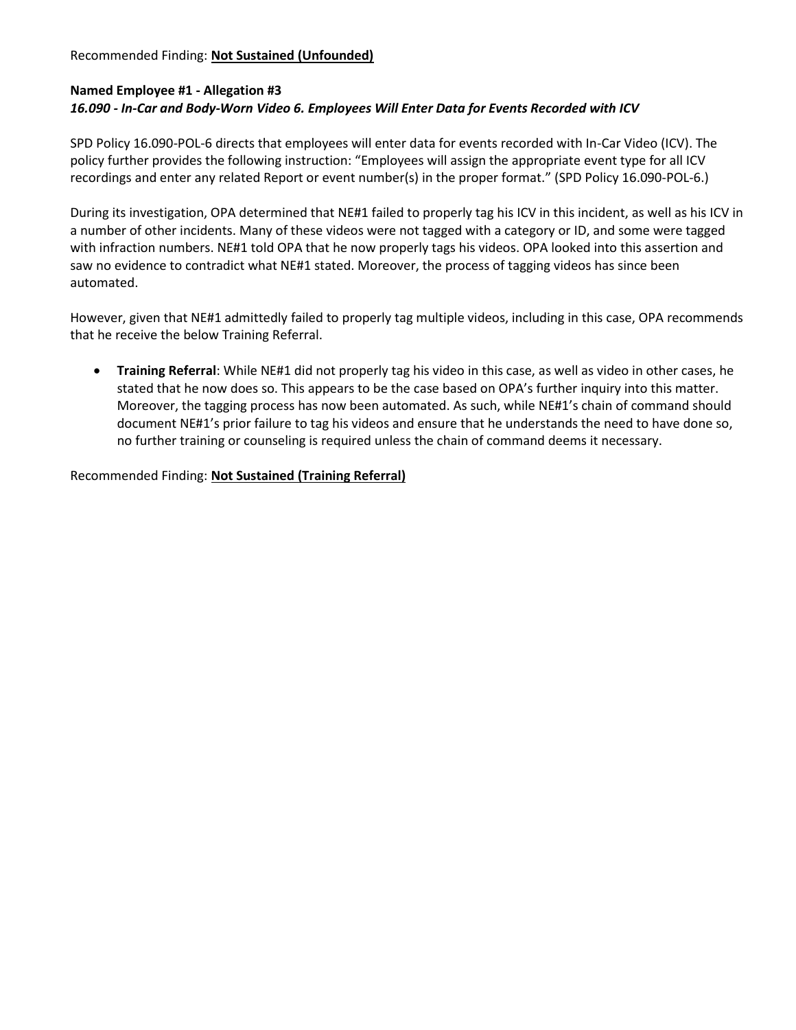Recommended Finding: **Not Sustained (Unfounded)**

**Named Employee #1 - Allegation #3**
***16.090 - In-Car and Body-Worn Video 6. Employees Will Enter Data for Events Recorded with ICV***

SPD Policy 16.090-POL-6 directs that employees will enter data for events recorded with In-Car Video (ICV). The policy further provides the following instruction: "Employees will assign the appropriate event type for all ICV recordings and enter any related Report or event number(s) in the proper format." (SPD Policy 16.090-POL-6.)

During its investigation, OPA determined that NE#1 failed to properly tag his ICV in this incident, as well as his ICV in a number of other incidents. Many of these videos were not tagged with a category or ID, and some were tagged with infraction numbers. NE#1 told OPA that he now properly tags his videos. OPA looked into this assertion and saw no evidence to contradict what NE#1 stated. Moreover, the process of tagging videos has since been automated.

However, given that NE#1 admittedly failed to properly tag multiple videos, including in this case, OPA recommends that he receive the below Training Referral.

- **Training Referral**: While NE#1 did not properly tag his video in this case, as well as video in other cases, he stated that he now does so. This appears to be the case based on OPA's further inquiry into this matter. Moreover, the tagging process has now been automated. As such, while NE#1's chain of command should document NE#1's prior failure to tag his videos and ensure that he understands the need to have done so, no further training or counseling is required unless the chain of command deems it necessary.

Recommended Finding: **Not Sustained (Training Referral)**